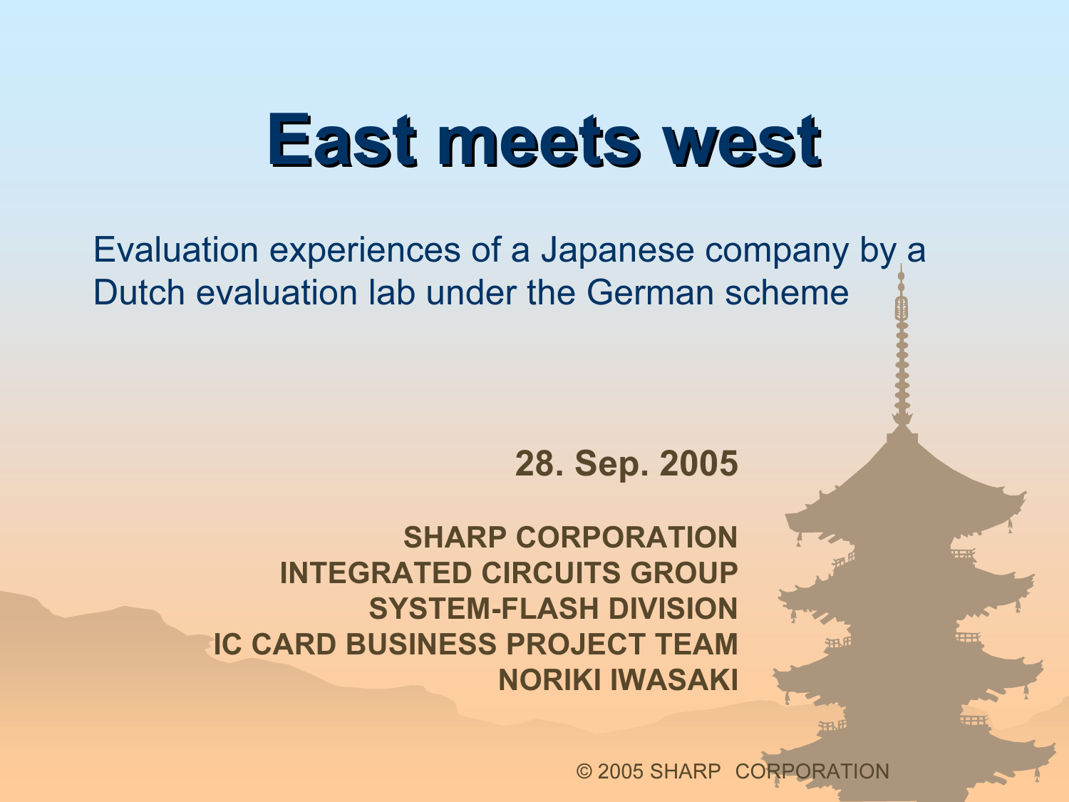# East meets west

Evaluation experiences of a Japanese company by a Dutch evaluation lab under the German scheme

**28. Sep. 2005**

**SHARP CORPORATION**
**INTEGRATED CIRCUITS GROUP**
**SYSTEM-FLASH DIVISION**
**IC CARD BUSINESS PROJECT TEAM**
**NORIKI IWASAKI**

© 2005 SHARP CORPORATION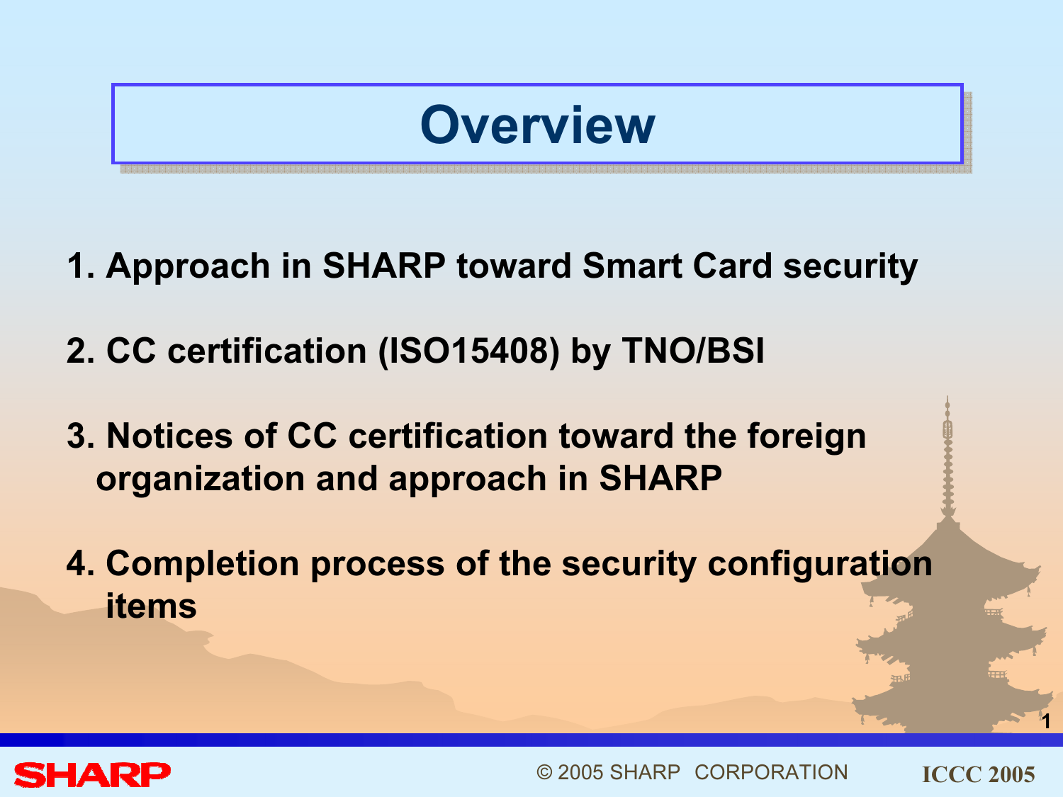# Overview

1. Approach in SHARP toward Smart Card security
2. CC certification (ISO15408) by TNO/BSI
3. Notices of CC certification toward the foreign organization and approach in SHARP
4. Completion process of the security configuration items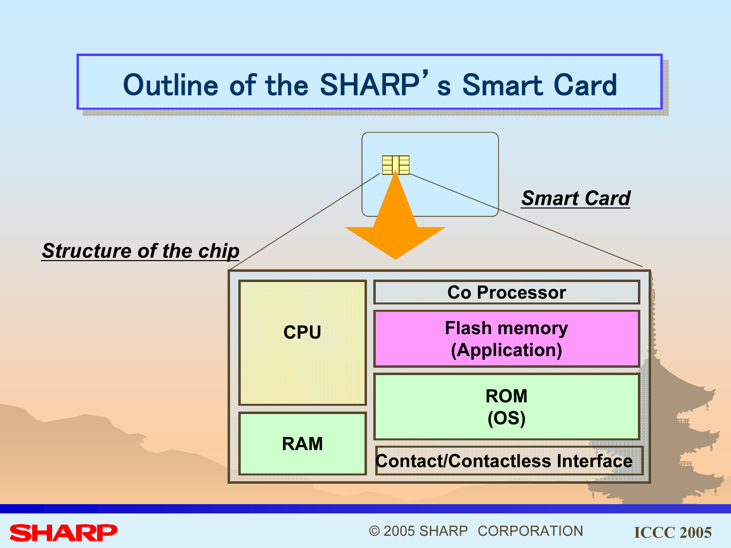# Outline of the SHARP's Smart Card

***Smart Card***

***Structure of the chip***

- CPU
- RAM
- Co Processor
- Flash memory (Application)
- ROM (OS)
- Contact/Contactless Interface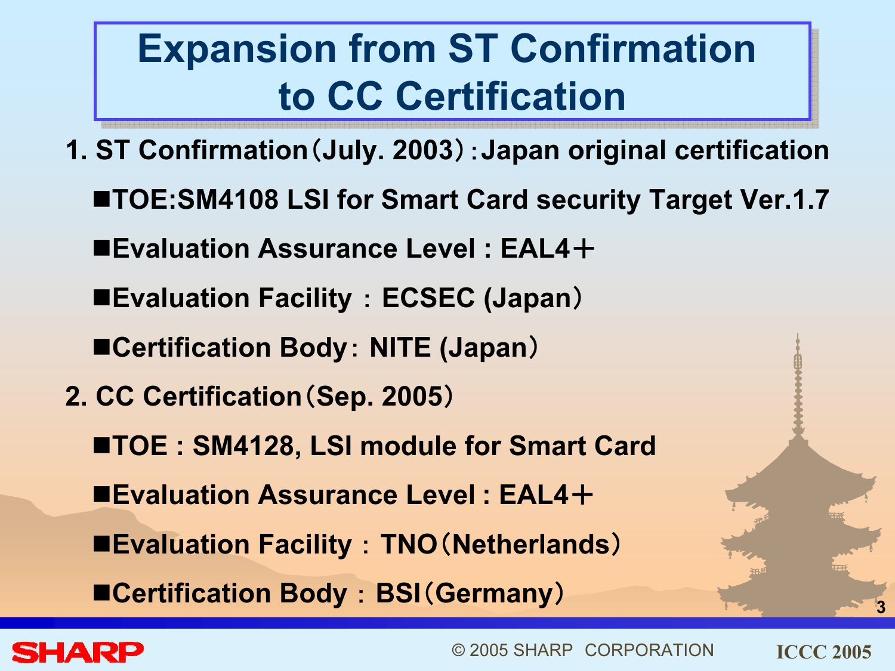# Expansion from ST Confirmation to CC Certification

1. ST Confirmation（July. 2003）:Japan original certification
   - TOE:SM4108 LSI for Smart Card security Target Ver.1.7
   - Evaluation Assurance Level : EAL4＋
   - Evaluation Facility ： ECSEC (Japan）
   - Certification Body： NITE (Japan）
2. CC Certification（Sep. 2005）
   - TOE : SM4128, LSI module for Smart Card
   - Evaluation Assurance Level : EAL4＋
   - Evaluation Facility ： TNO（Netherlands）
   - Certification Body ： BSI（Germany）

SHARP © 2005 SHARP CORPORATION ICCC 2005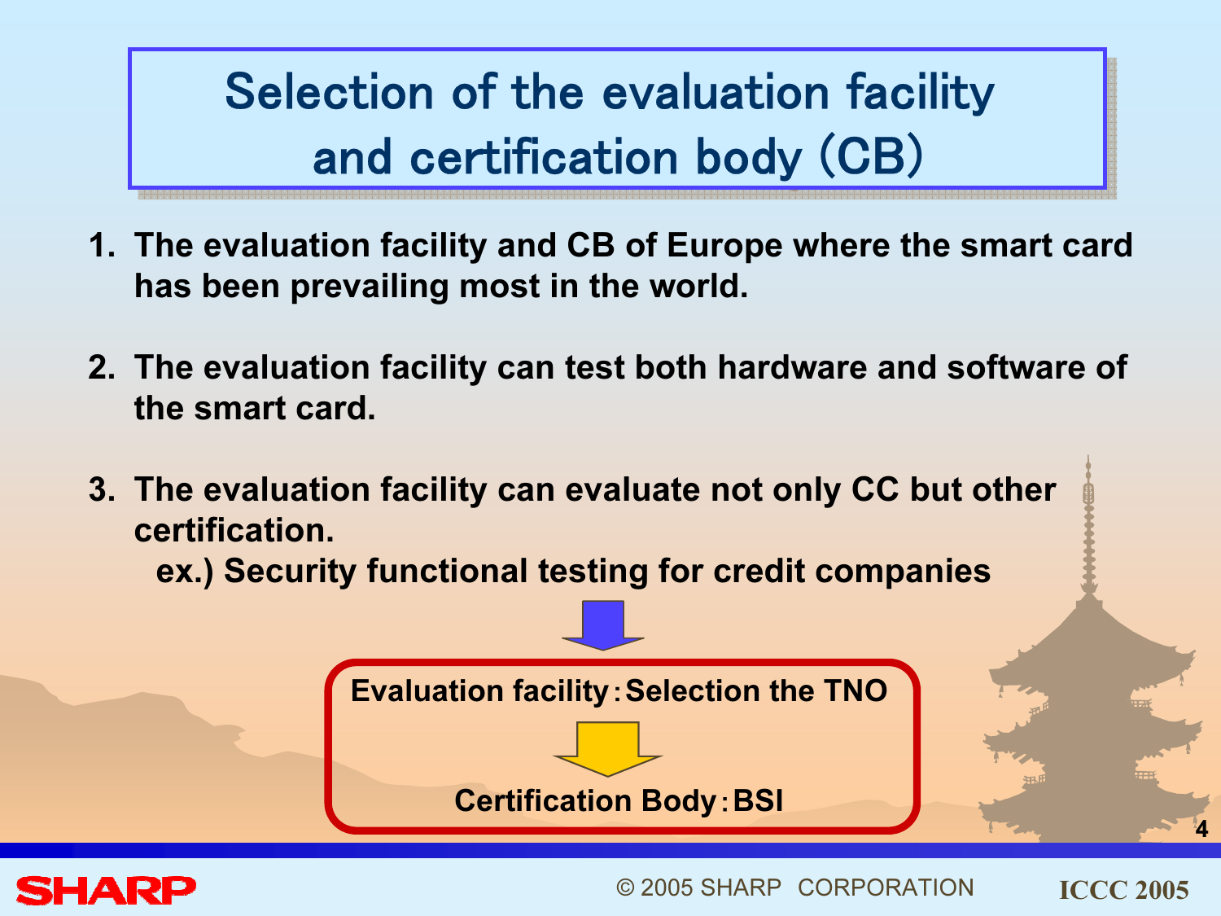# Selection of the evaluation facility and certification body (CB)

1. The evaluation facility and CB of Europe where the smart card has been prevailing most in the world.

2. The evaluation facility can test both hardware and software of the smart card.

3. The evaluation facility can evaluate not only CC but other certification.
   ex.) Security functional testing for credit companies

**Evaluation facility：Selection the TNO**

**Certification Body：BSI**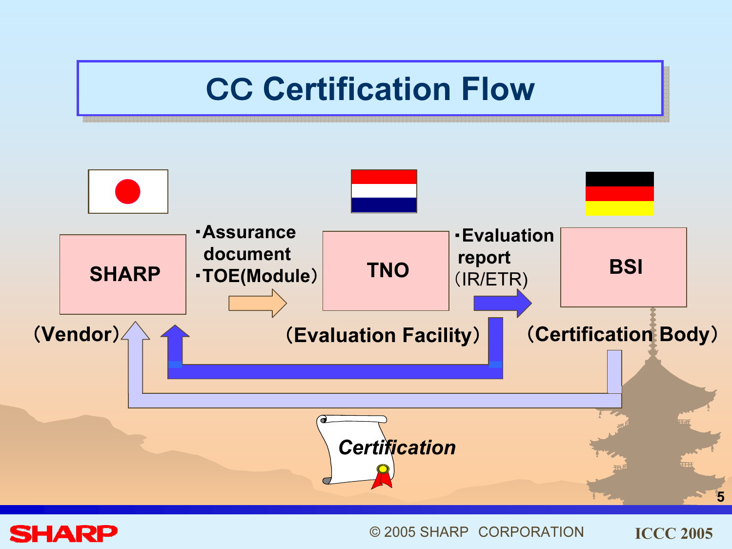# CC Certification Flow

**SHARP** **(Vendor)**

- **Assurance document**
- **TOE(Module)**

**TNO** **(Evaluation Facility)**

- **Evaluation report** (IR/ETR)

**BSI** **(Certification Body)**

***Certification***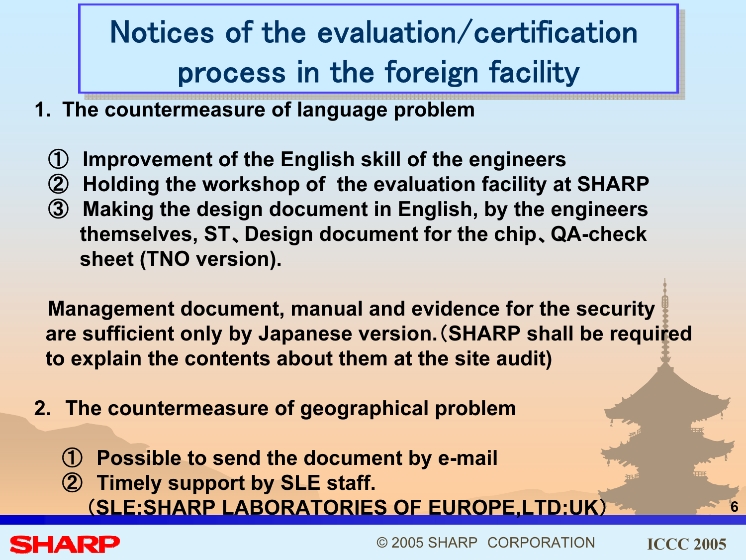# Notices of the evaluation/certification process in the foreign facility

1. The countermeasure of language problem

   ① Improvement of the English skill of the engineers
   ② Holding the workshop of the evaluation facility at SHARP
   ③ Making the design document in English, by the engineers themselves, ST、Design document for the chip、QA-check sheet (TNO version).

Management document, manual and evidence for the security are sufficient only by Japanese version.（SHARP shall be required to explain the contents about them at the site audit)

2. The countermeasure of geographical problem

   ① Possible to send the document by e-mail
   ② Timely support by SLE staff.
   （SLE:SHARP LABORATORIES OF EUROPE,LTD:UK）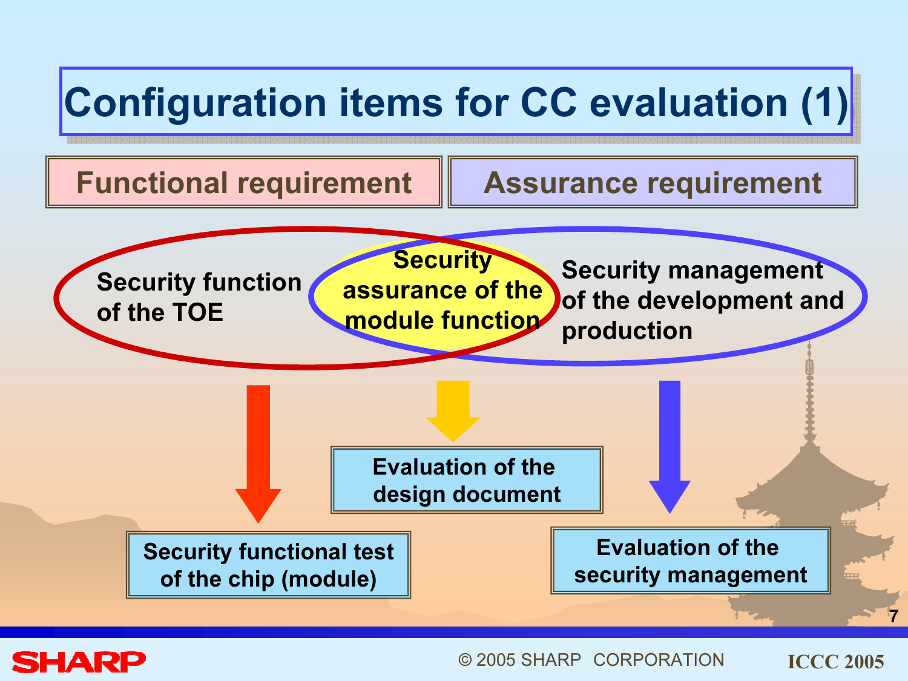# Configuration items for CC evaluation (1)

**Functional requirement** | **Assurance requirement**

- Security function of the TOE
- Security assurance of the module function
- Security management of the development and production

↓

- Security functional test of the chip (module)
- Evaluation of the design document
- Evaluation of the security management

© 2005 SHARP CORPORATION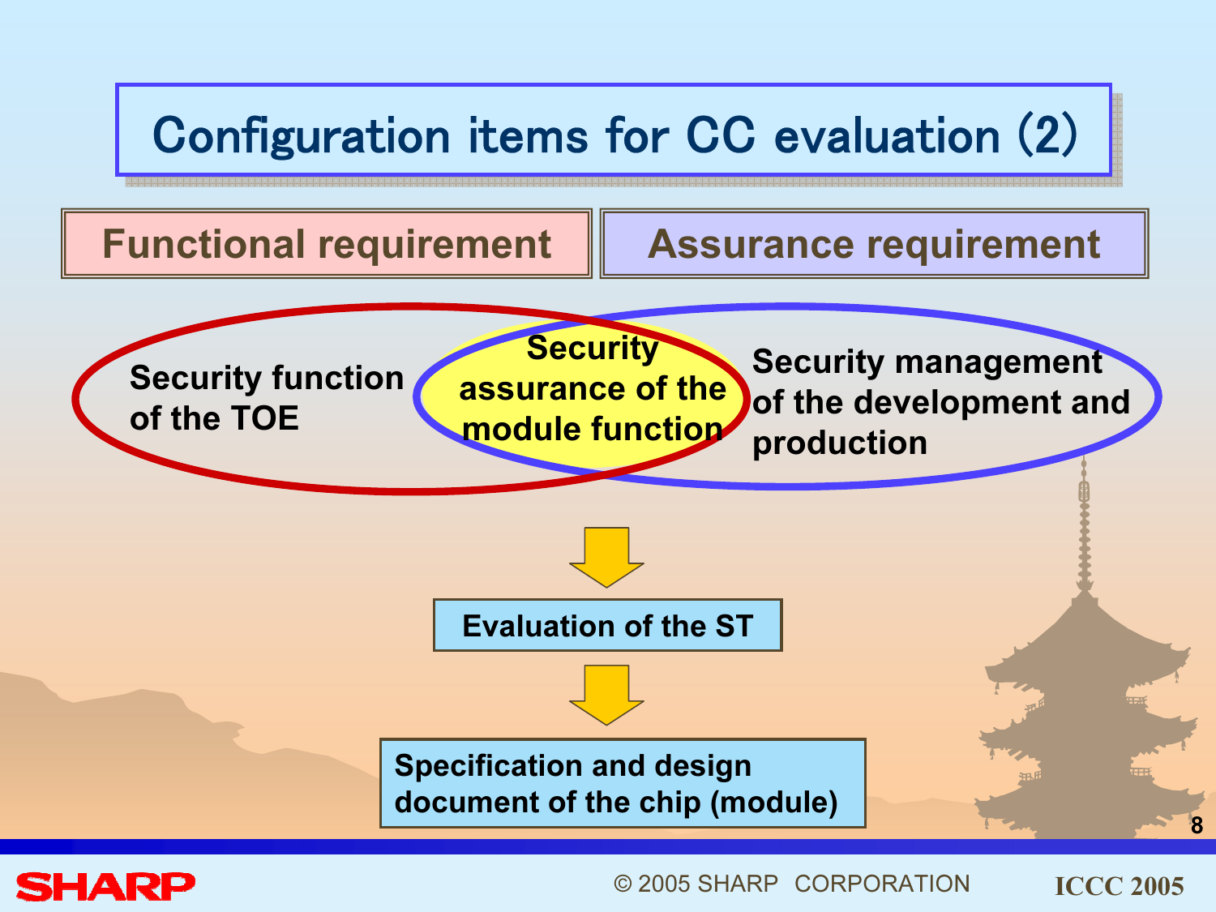# Configuration items for CC evaluation (2)

**Functional requirement** | **Assurance requirement**

- **Security function of the TOE**
- **Security assurance of the module function**
- **Security management of the development and production**

↓

**Evaluation of the ST**

↓

**Specification and design document of the chip (module)**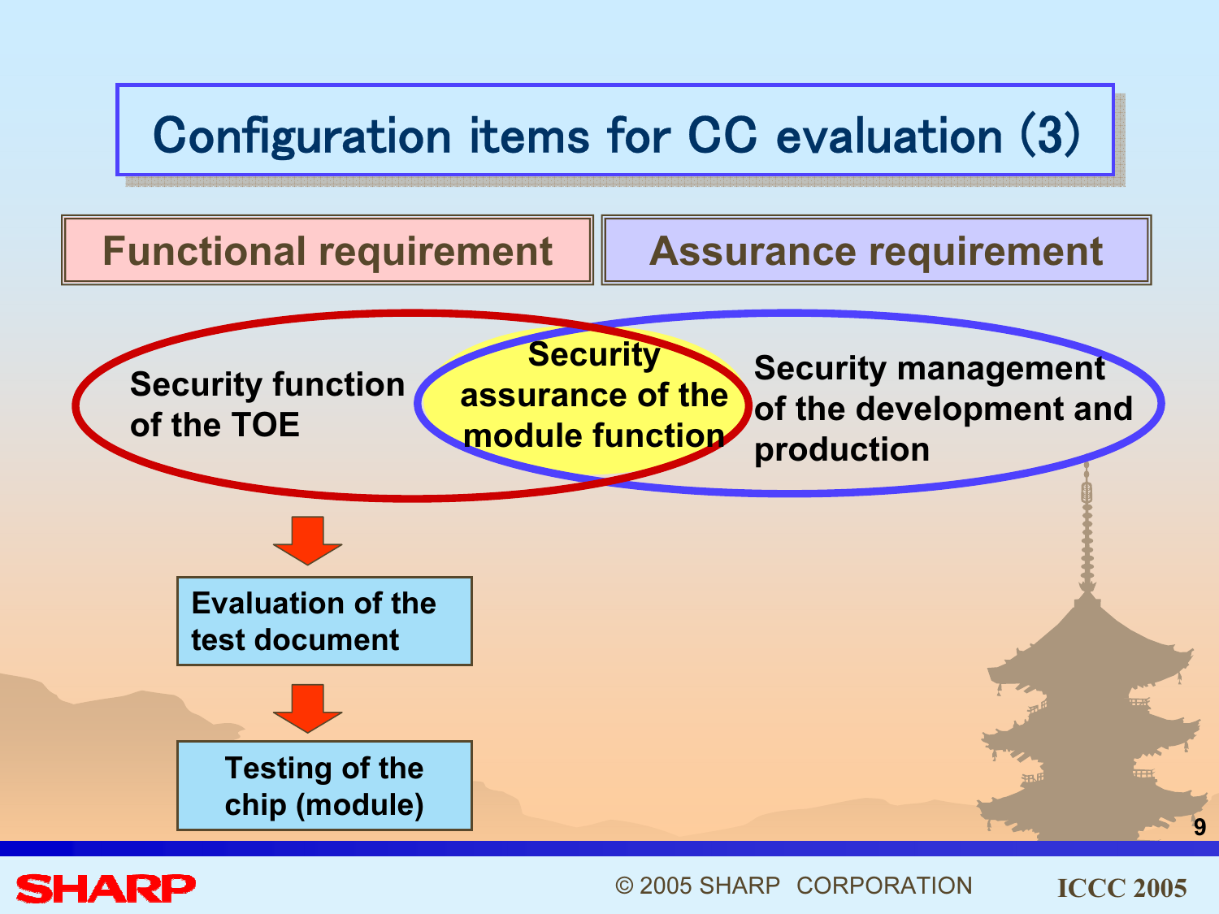# Configuration items for CC evaluation (3)

| Functional requirement | Assurance requirement |
| --- | --- |

- Security function of the TOE
- Security assurance of the module function
- Security management of the development and production

Security function of the TOE → Evaluation of the test document → Testing of the chip (module)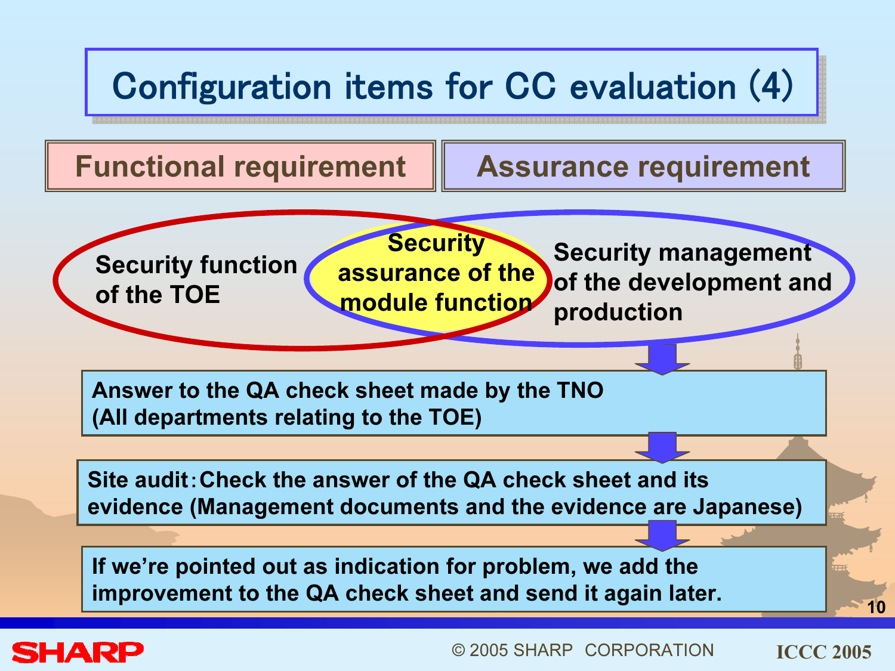# Configuration items for CC evaluation (4)

**Functional requirement** | **Assurance requirement**

- **Security function of the TOE**
- **Security assurance of the module function**
- **Security management of the development and production**

**Answer to the QA check sheet made by the TNO (All departments relating to the TOE)**

**Site audit：Check the answer of the QA check sheet and its evidence (Management documents and the evidence are Japanese)**

**If we're pointed out as indication for problem, we add the improvement to the QA check sheet and send it again later.**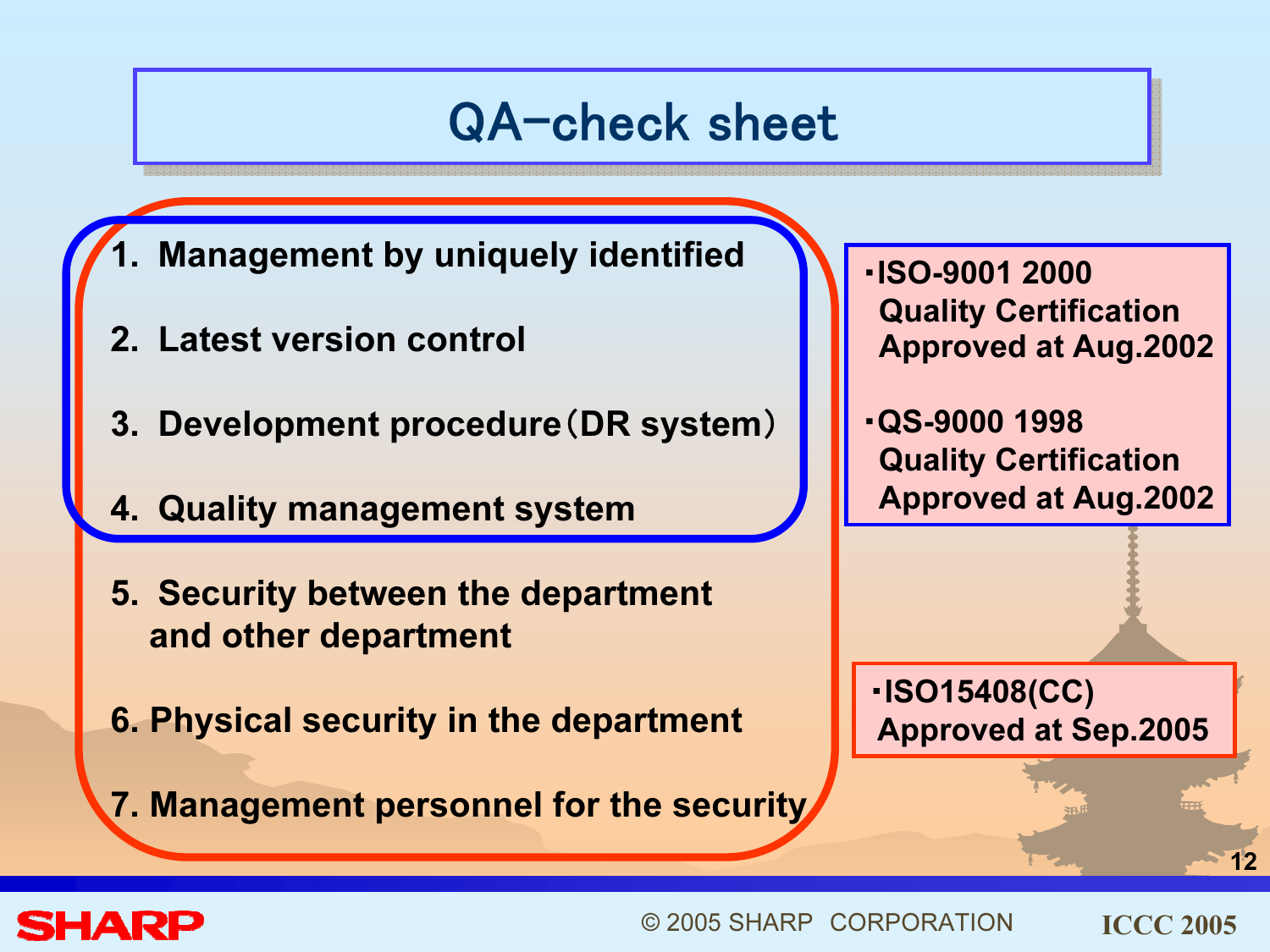# QA-check sheet

1. Management by uniquely identified
2. Latest version control
3. Development procedure（DR system）
4. Quality management system
5. Security between the department and other department
6. Physical security in the department
7. Management personnel for the security

- ISO-9001 2000 Quality Certification Approved at Aug.2002
- QS-9000 1998 Quality Certification Approved at Aug.2002

- ISO15408(CC) Approved at Sep.2005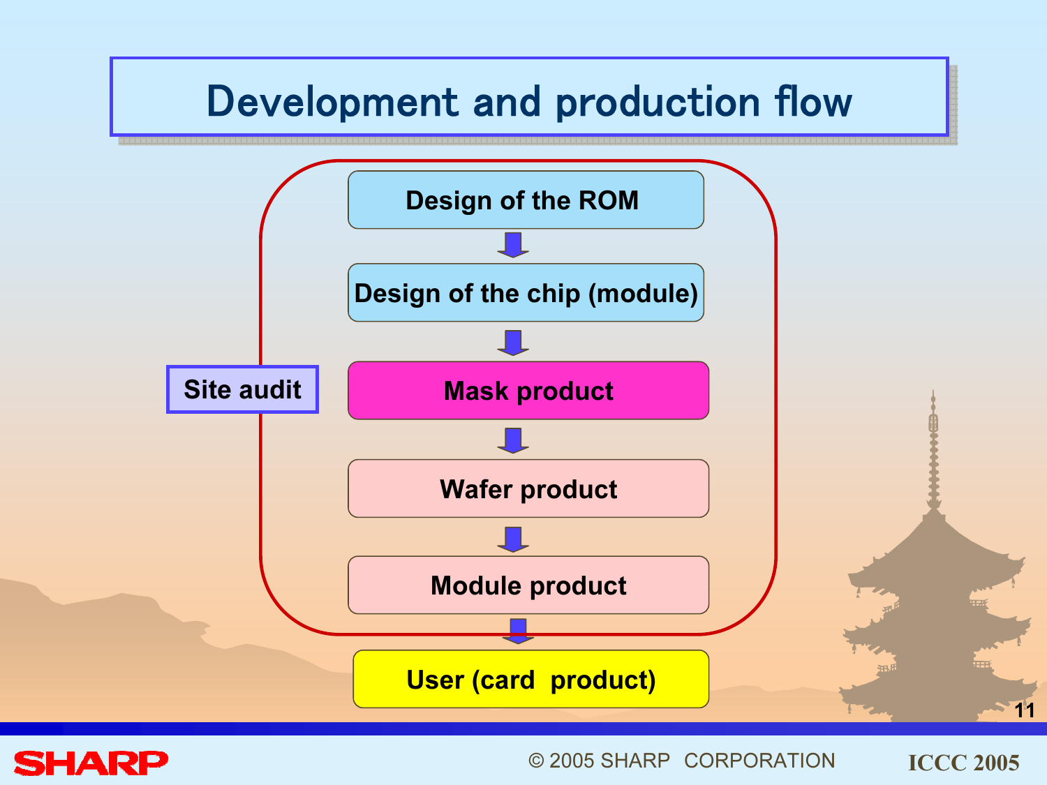# Development and production flow

Site audit

- Design of the ROM
- Design of the chip (module)
- Mask product
- Wafer product
- Module product
- User (card product)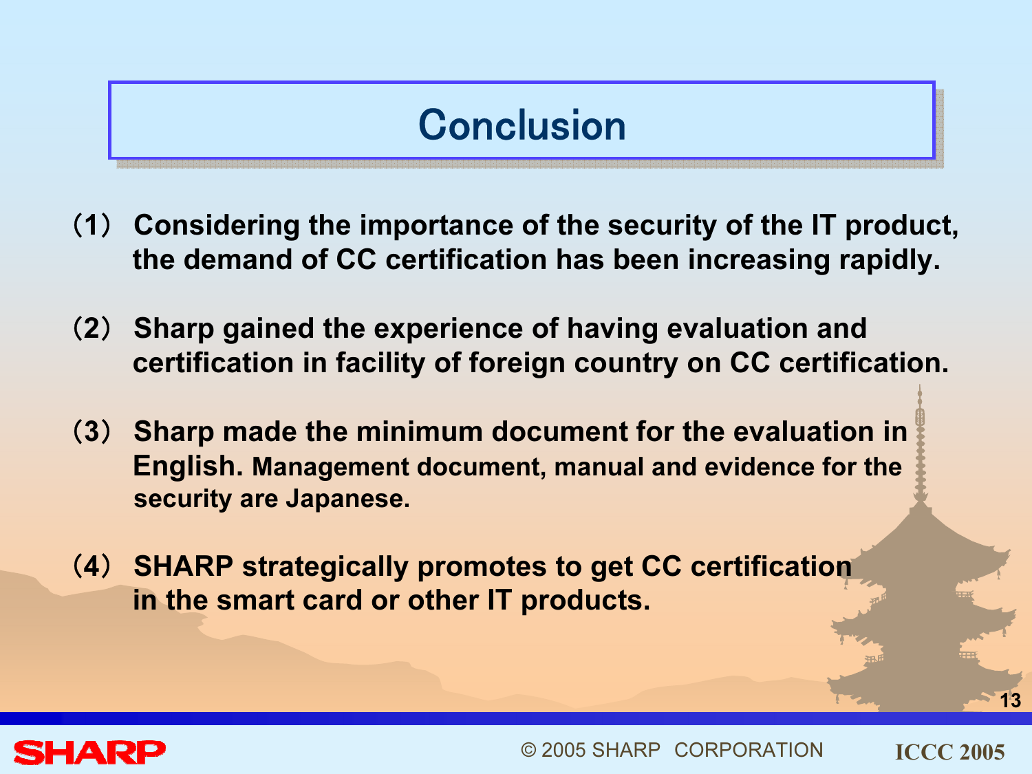# Conclusion

（1） Considering the importance of the security of the IT product, the demand of CC certification has been increasing rapidly.

（2） Sharp gained the experience of having evaluation and certification in facility of foreign country on CC certification.

（3） Sharp made the minimum document for the evaluation in English. Management document, manual and evidence for the security are Japanese.

（4） SHARP strategically promotes to get CC certification in the smart card or other IT products.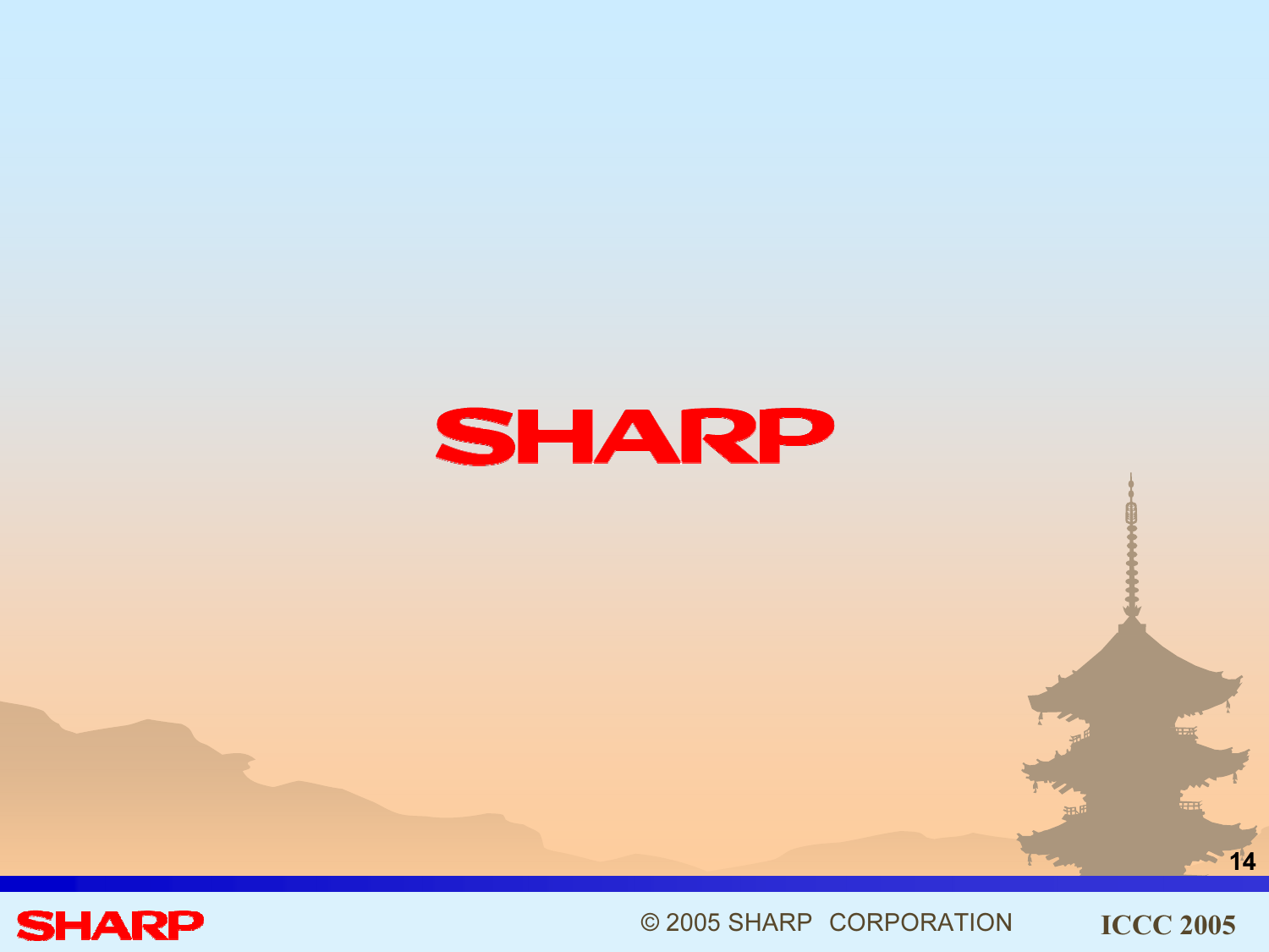SHARP